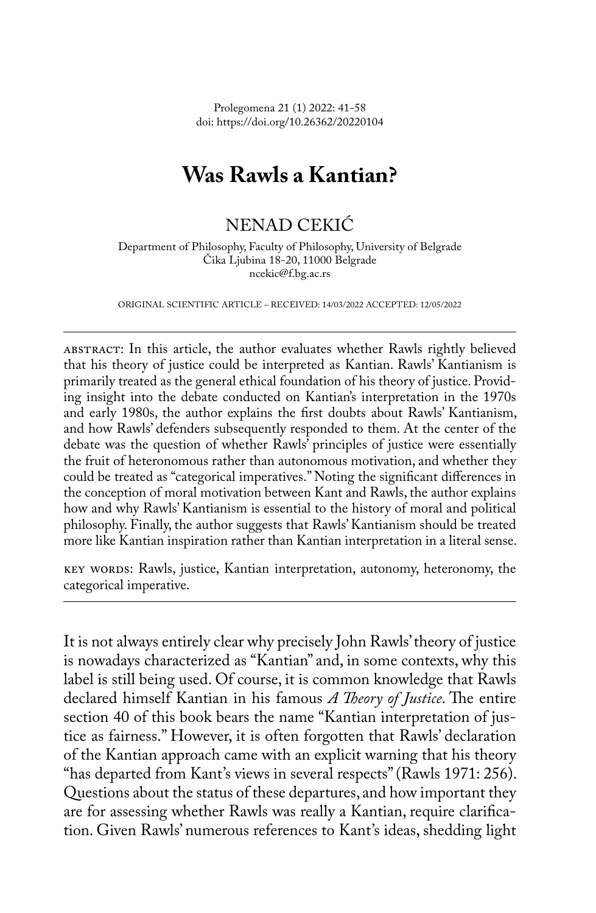Prolegomena 21 (1) 2022: 41-58
doi: https://doi.org/10.26362/20220104

# Was Rawls a Kantian?

NENAD CEKIĆ

Department of Philosophy, Faculty of Philosophy, University of Belgrade
Čika Ljubina 18-20, 11000 Belgrade
ncekic@f.bg.ac.rs

ORIGINAL SCIENTIFIC ARTICLE – RECEIVED: 14/03/2022 ACCEPTED: 12/05/2022

ABSTRACT: In this article, the author evaluates whether Rawls rightly believed that his theory of justice could be interpreted as Kantian. Rawls' Kantianism is primarily treated as the general ethical foundation of his theory of justice. Providing insight into the debate conducted on Kantian's interpretation in the 1970s and early 1980s, the author explains the first doubts about Rawls' Kantianism, and how Rawls' defenders subsequently responded to them. At the center of the debate was the question of whether Rawls' principles of justice were essentially the fruit of heteronomous rather than autonomous motivation, and whether they could be treated as "categorical imperatives." Noting the significant differences in the conception of moral motivation between Kant and Rawls, the author explains how and why Rawls' Kantianism is essential to the history of moral and political philosophy. Finally, the author suggests that Rawls' Kantianism should be treated more like Kantian inspiration rather than Kantian interpretation in a literal sense.

KEY WORDS: Rawls, justice, Kantian interpretation, autonomy, heteronomy, the categorical imperative.

---

It is not always entirely clear why precisely John Rawls' theory of justice is nowadays characterized as "Kantian" and, in some contexts, why this label is still being used. Of course, it is common knowledge that Rawls declared himself Kantian in his famous *A Theory of Justice*. The entire section 40 of this book bears the name "Kantian interpretation of justice as fairness." However, it is often forgotten that Rawls' declaration of the Kantian approach came with an explicit warning that his theory "has departed from Kant's views in several respects" (Rawls 1971: 256). Questions about the status of these departures, and how important they are for assessing whether Rawls was really a Kantian, require clarification. Given Rawls' numerous references to Kant's ideas, shedding light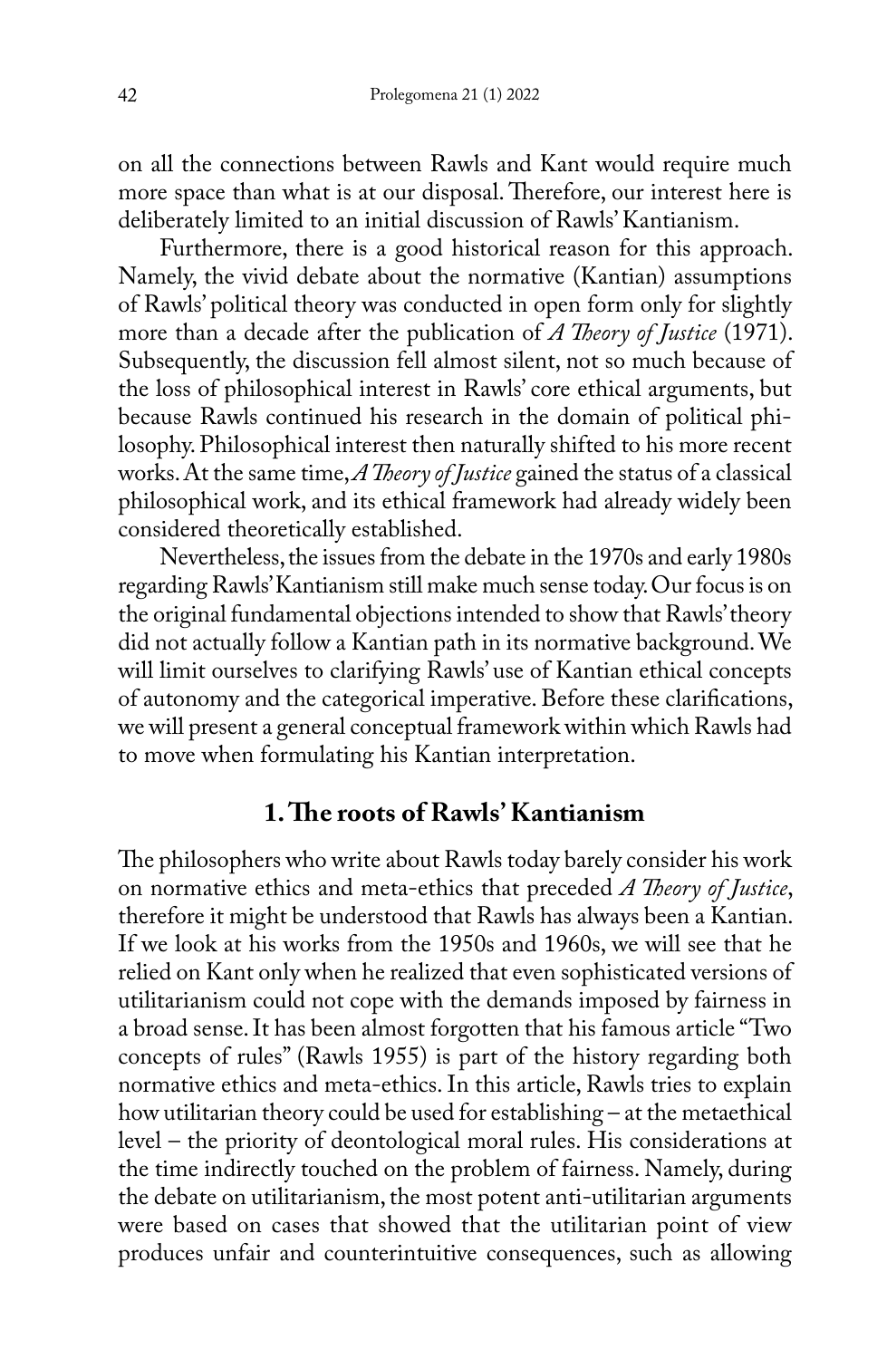on all the connections between Rawls and Kant would require much more space than what is at our disposal. Therefore, our interest here is deliberately limited to an initial discussion of Rawls' Kantianism.

Furthermore, there is a good historical reason for this approach. Namely, the vivid debate about the normative (Kantian) assumptions of Rawls' political theory was conducted in open form only for slightly more than a decade after the publication of *A Theory of Justice* (1971). Subsequently, the discussion fell almost silent, not so much because of the loss of philosophical interest in Rawls' core ethical arguments, but because Rawls continued his research in the domain of political philosophy. Philosophical interest then naturally shifted to his more recent works. At the same time, *A Theory of Justice* gained the status of a classical philosophical work, and its ethical framework had already widely been considered theoretically established.

Nevertheless, the issues from the debate in the 1970s and early 1980s regarding Rawls' Kantianism still make much sense today. Our focus is on the original fundamental objections intended to show that Rawls' theory did not actually follow a Kantian path in its normative background. We will limit ourselves to clarifying Rawls' use of Kantian ethical concepts of autonomy and the categorical imperative. Before these clarifications, we will present a general conceptual framework within which Rawls had to move when formulating his Kantian interpretation.

## 1. The roots of Rawls' Kantianism

The philosophers who write about Rawls today barely consider his work on normative ethics and meta-ethics that preceded *A Theory of Justice*, therefore it might be understood that Rawls has always been a Kantian. If we look at his works from the 1950s and 1960s, we will see that he relied on Kant only when he realized that even sophisticated versions of utilitarianism could not cope with the demands imposed by fairness in a broad sense. It has been almost forgotten that his famous article "Two concepts of rules" (Rawls 1955) is part of the history regarding both normative ethics and meta-ethics. In this article, Rawls tries to explain how utilitarian theory could be used for establishing – at the metaethical level – the priority of deontological moral rules. His considerations at the time indirectly touched on the problem of fairness. Namely, during the debate on utilitarianism, the most potent anti-utilitarian arguments were based on cases that showed that the utilitarian point of view produces unfair and counterintuitive consequences, such as allowing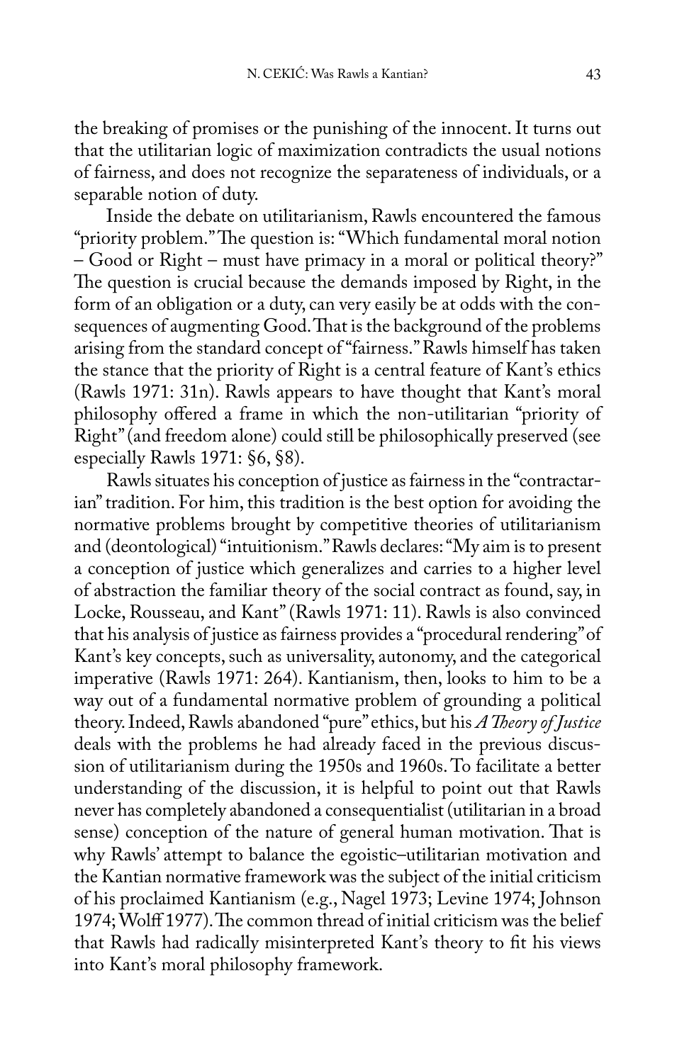the breaking of promises or the punishing of the innocent. It turns out that the utilitarian logic of maximization contradicts the usual notions of fairness, and does not recognize the separateness of individuals, or a separable notion of duty.

Inside the debate on utilitarianism, Rawls encountered the famous "priority problem." The question is: "Which fundamental moral notion – Good or Right – must have primacy in a moral or political theory?" The question is crucial because the demands imposed by Right, in the form of an obligation or a duty, can very easily be at odds with the consequences of augmenting Good. That is the background of the problems arising from the standard concept of "fairness." Rawls himself has taken the stance that the priority of Right is a central feature of Kant's ethics (Rawls 1971: 31n). Rawls appears to have thought that Kant's moral philosophy offered a frame in which the non-utilitarian "priority of Right" (and freedom alone) could still be philosophically preserved (see especially Rawls 1971: §6, §8).

Rawls situates his conception of justice as fairness in the "contractarian" tradition. For him, this tradition is the best option for avoiding the normative problems brought by competitive theories of utilitarianism and (deontological) "intuitionism." Rawls declares: "My aim is to present a conception of justice which generalizes and carries to a higher level of abstraction the familiar theory of the social contract as found, say, in Locke, Rousseau, and Kant" (Rawls 1971: 11). Rawls is also convinced that his analysis of justice as fairness provides a "procedural rendering" of Kant's key concepts, such as universality, autonomy, and the categorical imperative (Rawls 1971: 264). Kantianism, then, looks to him to be a way out of a fundamental normative problem of grounding a political theory. Indeed, Rawls abandoned "pure" ethics, but his *A Theory of Justice* deals with the problems he had already faced in the previous discussion of utilitarianism during the 1950s and 1960s. To facilitate a better understanding of the discussion, it is helpful to point out that Rawls never has completely abandoned a consequentialist (utilitarian in a broad sense) conception of the nature of general human motivation. That is why Rawls' attempt to balance the egoistic–utilitarian motivation and the Kantian normative framework was the subject of the initial criticism of his proclaimed Kantianism (e.g., Nagel 1973; Levine 1974; Johnson 1974; Wolff 1977). The common thread of initial criticism was the belief that Rawls had radically misinterpreted Kant's theory to fit his views into Kant's moral philosophy framework.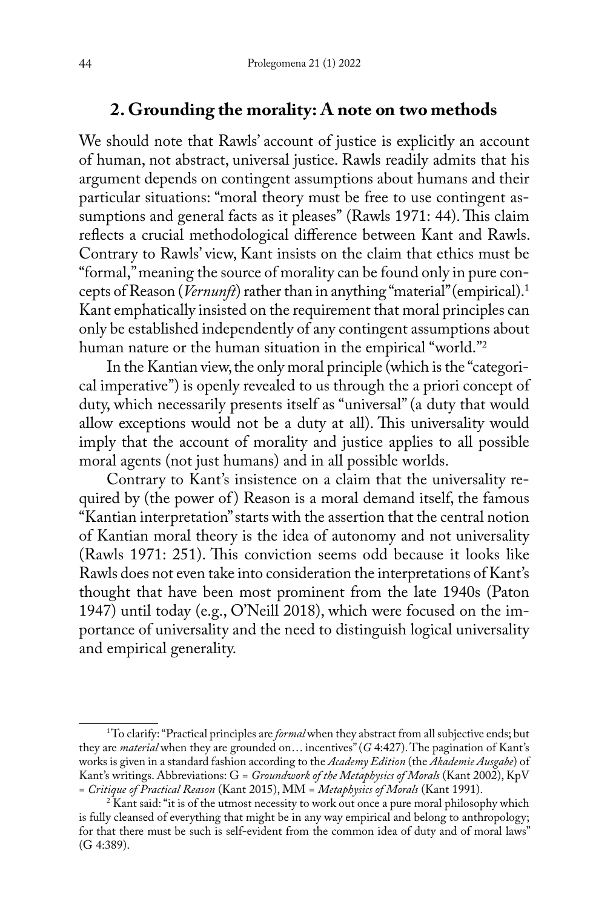## 2. Grounding the morality: A note on two methods

We should note that Rawls' account of justice is explicitly an account of human, not abstract, universal justice. Rawls readily admits that his argument depends on contingent assumptions about humans and their particular situations: "moral theory must be free to use contingent assumptions and general facts as it pleases" (Rawls 1971: 44). This claim reflects a crucial methodological difference between Kant and Rawls. Contrary to Rawls' view, Kant insists on the claim that ethics must be "formal," meaning the source of morality can be found only in pure concepts of Reason (*Vernunft*) rather than in anything "material" (empirical).[1] Kant emphatically insisted on the requirement that moral principles can only be established independently of any contingent assumptions about human nature or the human situation in the empirical "world."[2]

In the Kantian view, the only moral principle (which is the "categorical imperative") is openly revealed to us through the a priori concept of duty, which necessarily presents itself as "universal" (a duty that would allow exceptions would not be a duty at all). This universality would imply that the account of morality and justice applies to all possible moral agents (not just humans) and in all possible worlds.

Contrary to Kant's insistence on a claim that the universality required by (the power of) Reason is a moral demand itself, the famous "Kantian interpretation" starts with the assertion that the central notion of Kantian moral theory is the idea of autonomy and not universality (Rawls 1971: 251). This conviction seems odd because it looks like Rawls does not even take into consideration the interpretations of Kant's thought that have been most prominent from the late 1940s (Paton 1947) until today (e.g., O'Neill 2018), which were focused on the importance of universality and the need to distinguish logical universality and empirical generality.

---

[1] To clarify: "Practical principles are *formal* when they abstract from all subjective ends; but they are *material* when they are grounded on… incentives" (*G* 4:427). The pagination of Kant's works is given in a standard fashion according to the *Academy Edition* (the *Akademie Ausgabe*) of Kant's writings. Abbreviations: G = *Groundwork of the Metaphysics of Morals* (Kant 2002), KpV = *Critique of Practical Reason* (Kant 2015), MM = *Metaphysics of Morals* (Kant 1991).

[2] Kant said: "it is of the utmost necessity to work out once a pure moral philosophy which is fully cleansed of everything that might be in any way empirical and belong to anthropology; for that there must be such is self-evident from the common idea of duty and of moral laws" (G 4:389).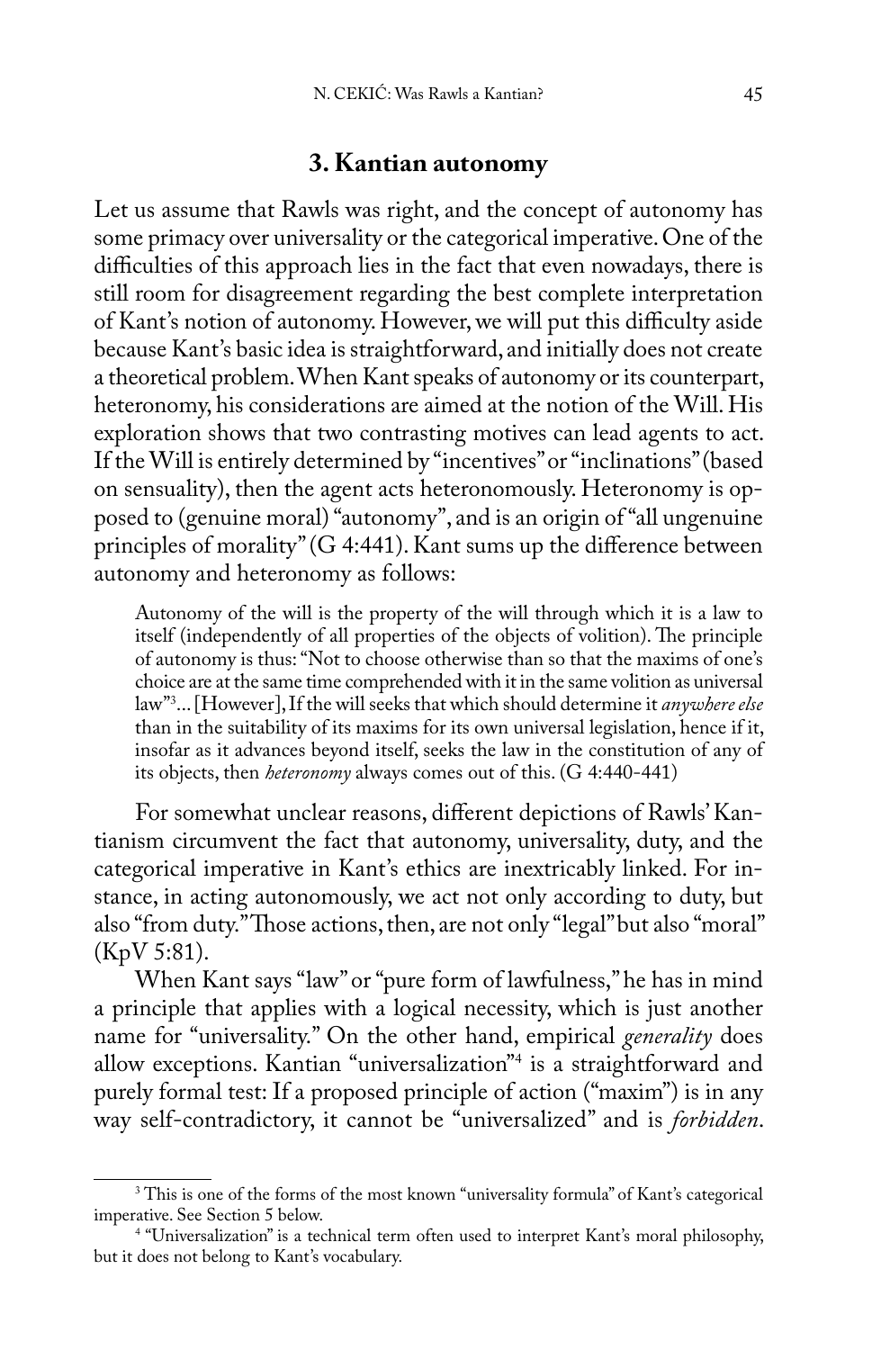## 3. Kantian autonomy

Let us assume that Rawls was right, and the concept of autonomy has some primacy over universality or the categorical imperative. One of the difficulties of this approach lies in the fact that even nowadays, there is still room for disagreement regarding the best complete interpretation of Kant's notion of autonomy. However, we will put this difficulty aside because Kant's basic idea is straightforward, and initially does not create a theoretical problem. When Kant speaks of autonomy or its counterpart, heteronomy, his considerations are aimed at the notion of the Will. His exploration shows that two contrasting motives can lead agents to act. If the Will is entirely determined by "incentives" or "inclinations" (based on sensuality), then the agent acts heteronomously. Heteronomy is opposed to (genuine moral) "autonomy", and is an origin of "all ungenuine principles of morality" (G 4:441). Kant sums up the difference between autonomy and heteronomy as follows:

> Autonomy of the will is the property of the will through which it is a law to itself (independently of all properties of the objects of volition). The principle of autonomy is thus: "Not to choose otherwise than so that the maxims of one's choice are at the same time comprehended with it in the same volition as universal law"[3]... [However], If the will seeks that which should determine it *anywhere else* than in the suitability of its maxims for its own universal legislation, hence if it, insofar as it advances beyond itself, seeks the law in the constitution of any of its objects, then *heteronomy* always comes out of this. (G 4:440-441)

For somewhat unclear reasons, different depictions of Rawls' Kantianism circumvent the fact that autonomy, universality, duty, and the categorical imperative in Kant's ethics are inextricably linked. For instance, in acting autonomously, we act not only according to duty, but also "from duty." Those actions, then, are not only "legal" but also "moral" (KpV 5:81).

When Kant says "law" or "pure form of lawfulness," he has in mind a principle that applies with a logical necessity, which is just another name for "universality." On the other hand, empirical *generality* does allow exceptions. Kantian "universalization"[4] is a straightforward and purely formal test: If a proposed principle of action ("maxim") is in any way self-contradictory, it cannot be "universalized" and is *forbidden*.

---

[3] This is one of the forms of the most known "universality formula" of Kant's categorical imperative. See Section 5 below.

[4] "Universalization" is a technical term often used to interpret Kant's moral philosophy, but it does not belong to Kant's vocabulary.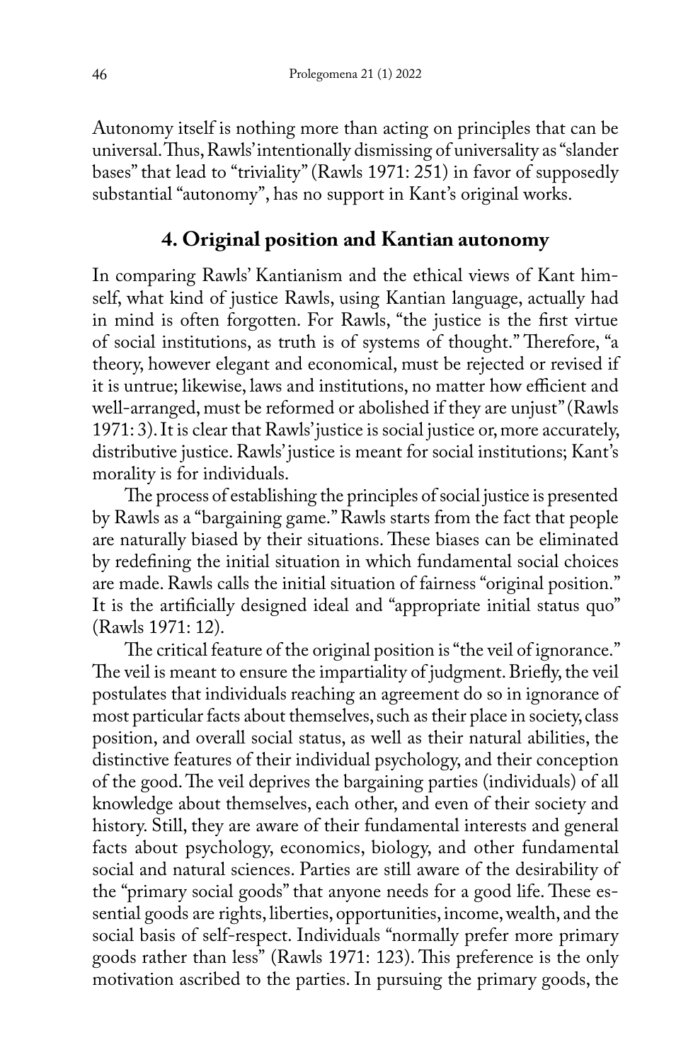Autonomy itself is nothing more than acting on principles that can be universal. Thus, Rawls' intentionally dismissing of universality as "slander bases" that lead to "triviality" (Rawls 1971: 251) in favor of supposedly substantial "autonomy", has no support in Kant's original works.

## 4. Original position and Kantian autonomy

In comparing Rawls' Kantianism and the ethical views of Kant himself, what kind of justice Rawls, using Kantian language, actually had in mind is often forgotten. For Rawls, "the justice is the first virtue of social institutions, as truth is of systems of thought." Therefore, "a theory, however elegant and economical, must be rejected or revised if it is untrue; likewise, laws and institutions, no matter how efficient and well-arranged, must be reformed or abolished if they are unjust" (Rawls 1971: 3). It is clear that Rawls' justice is social justice or, more accurately, distributive justice. Rawls' justice is meant for social institutions; Kant's morality is for individuals.

The process of establishing the principles of social justice is presented by Rawls as a "bargaining game." Rawls starts from the fact that people are naturally biased by their situations. These biases can be eliminated by redefining the initial situation in which fundamental social choices are made. Rawls calls the initial situation of fairness "original position." It is the artificially designed ideal and "appropriate initial status quo" (Rawls 1971: 12).

The critical feature of the original position is "the veil of ignorance." The veil is meant to ensure the impartiality of judgment. Briefly, the veil postulates that individuals reaching an agreement do so in ignorance of most particular facts about themselves, such as their place in society, class position, and overall social status, as well as their natural abilities, the distinctive features of their individual psychology, and their conception of the good. The veil deprives the bargaining parties (individuals) of all knowledge about themselves, each other, and even of their society and history. Still, they are aware of their fundamental interests and general facts about psychology, economics, biology, and other fundamental social and natural sciences. Parties are still aware of the desirability of the "primary social goods" that anyone needs for a good life. These essential goods are rights, liberties, opportunities, income, wealth, and the social basis of self-respect. Individuals "normally prefer more primary goods rather than less" (Rawls 1971: 123). This preference is the only motivation ascribed to the parties. In pursuing the primary goods, the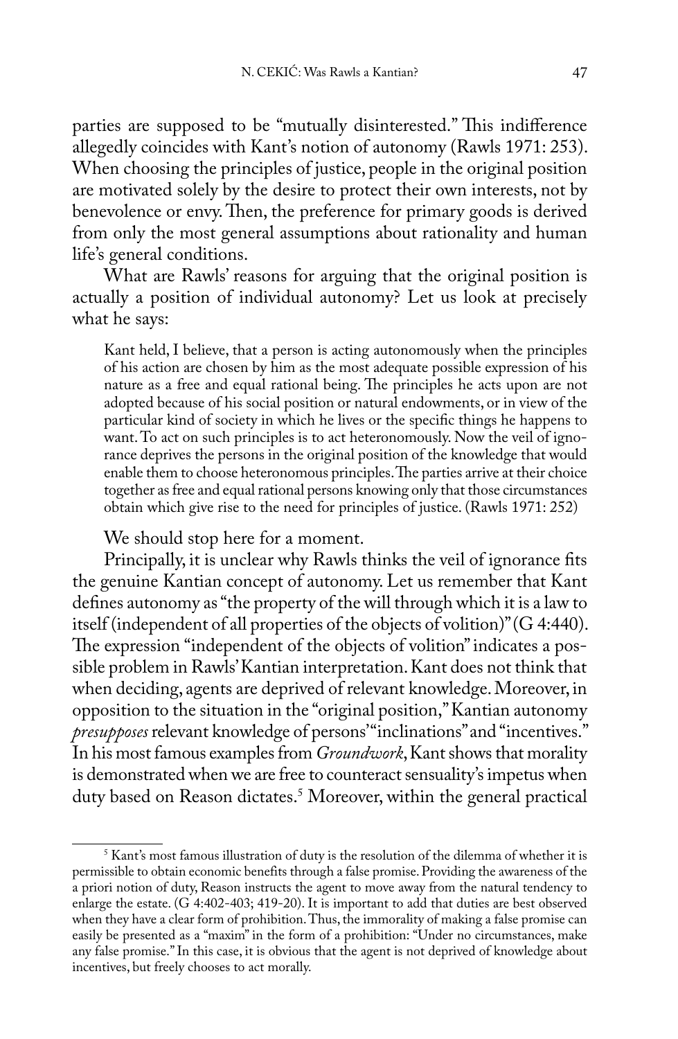parties are supposed to be "mutually disinterested." This indifference allegedly coincides with Kant's notion of autonomy (Rawls 1971: 253). When choosing the principles of justice, people in the original position are motivated solely by the desire to protect their own interests, not by benevolence or envy. Then, the preference for primary goods is derived from only the most general assumptions about rationality and human life's general conditions.

What are Rawls' reasons for arguing that the original position is actually a position of individual autonomy? Let us look at precisely what he says:

> Kant held, I believe, that a person is acting autonomously when the principles of his action are chosen by him as the most adequate possible expression of his nature as a free and equal rational being. The principles he acts upon are not adopted because of his social position or natural endowments, or in view of the particular kind of society in which he lives or the specific things he happens to want. To act on such principles is to act heteronomously. Now the veil of ignorance deprives the persons in the original position of the knowledge that would enable them to choose heteronomous principles. The parties arrive at their choice together as free and equal rational persons knowing only that those circumstances obtain which give rise to the need for principles of justice. (Rawls 1971: 252)

We should stop here for a moment.

Principally, it is unclear why Rawls thinks the veil of ignorance fits the genuine Kantian concept of autonomy. Let us remember that Kant defines autonomy as "the property of the will through which it is a law to itself (independent of all properties of the objects of volition)" (G 4:440). The expression "independent of the objects of volition" indicates a possible problem in Rawls' Kantian interpretation. Kant does not think that when deciding, agents are deprived of relevant knowledge. Moreover, in opposition to the situation in the "original position," Kantian autonomy *presupposes* relevant knowledge of persons' "inclinations" and "incentives." In his most famous examples from *Groundwork*, Kant shows that morality is demonstrated when we are free to counteract sensuality's impetus when duty based on Reason dictates.[5] Moreover, within the general practical

---

[5] Kant's most famous illustration of duty is the resolution of the dilemma of whether it is permissible to obtain economic benefits through a false promise. Providing the awareness of the a priori notion of duty, Reason instructs the agent to move away from the natural tendency to enlarge the estate. (G 4:402-403; 419-20). It is important to add that duties are best observed when they have a clear form of prohibition. Thus, the immorality of making a false promise can easily be presented as a "maxim" in the form of a prohibition: "Under no circumstances, make any false promise." In this case, it is obvious that the agent is not deprived of knowledge about incentives, but freely chooses to act morally.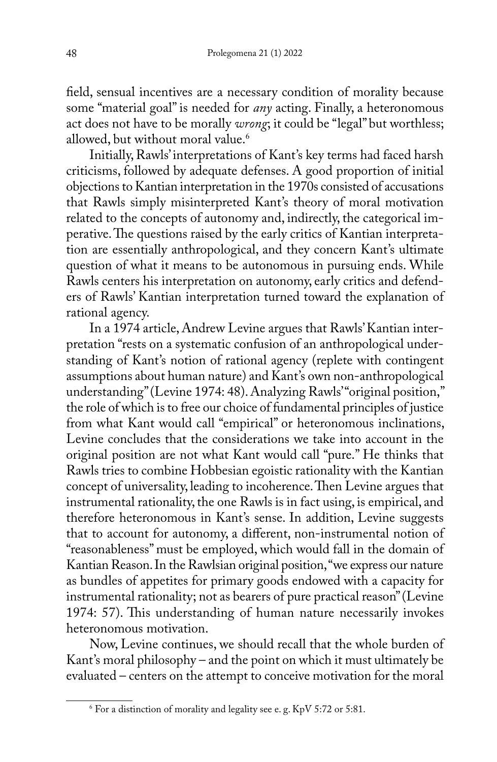field, sensual incentives are a necessary condition of morality because some "material goal" is needed for *any* acting. Finally, a heteronomous act does not have to be morally *wrong*; it could be "legal" but worthless; allowed, but without moral value.[6]

Initially, Rawls' interpretations of Kant's key terms had faced harsh criticisms, followed by adequate defenses. A good proportion of initial objections to Kantian interpretation in the 1970s consisted of accusations that Rawls simply misinterpreted Kant's theory of moral motivation related to the concepts of autonomy and, indirectly, the categorical imperative. The questions raised by the early critics of Kantian interpretation are essentially anthropological, and they concern Kant's ultimate question of what it means to be autonomous in pursuing ends. While Rawls centers his interpretation on autonomy, early critics and defenders of Rawls' Kantian interpretation turned toward the explanation of rational agency.

In a 1974 article, Andrew Levine argues that Rawls' Kantian interpretation "rests on a systematic confusion of an anthropological understanding of Kant's notion of rational agency (replete with contingent assumptions about human nature) and Kant's own non-anthropological understanding" (Levine 1974: 48). Analyzing Rawls' "original position," the role of which is to free our choice of fundamental principles of justice from what Kant would call "empirical" or heteronomous inclinations, Levine concludes that the considerations we take into account in the original position are not what Kant would call "pure." He thinks that Rawls tries to combine Hobbesian egoistic rationality with the Kantian concept of universality, leading to incoherence. Then Levine argues that instrumental rationality, the one Rawls is in fact using, is empirical, and therefore heteronomous in Kant's sense. In addition, Levine suggests that to account for autonomy, a different, non-instrumental notion of "reasonableness" must be employed, which would fall in the domain of Kantian Reason. In the Rawlsian original position, "we express our nature as bundles of appetites for primary goods endowed with a capacity for instrumental rationality; not as bearers of pure practical reason" (Levine 1974: 57). This understanding of human nature necessarily invokes heteronomous motivation.

Now, Levine continues, we should recall that the whole burden of Kant's moral philosophy – and the point on which it must ultimately be evaluated – centers on the attempt to conceive motivation for the moral

[6] For a distinction of morality and legality see e. g. KpV 5:72 or 5:81.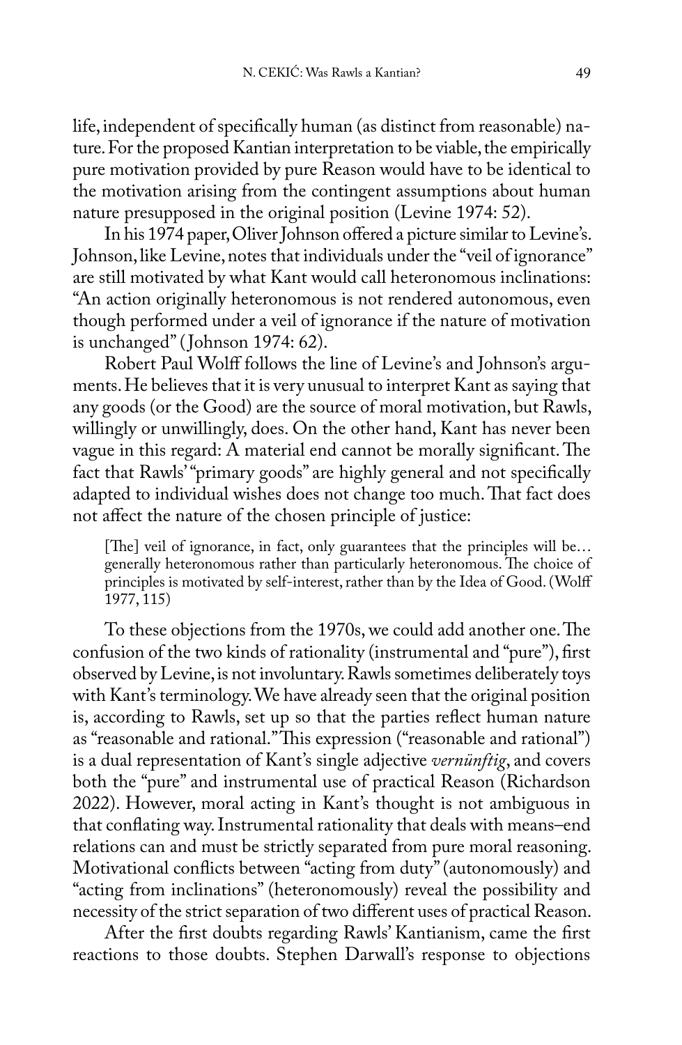life, independent of specifically human (as distinct from reasonable) nature. For the proposed Kantian interpretation to be viable, the empirically pure motivation provided by pure Reason would have to be identical to the motivation arising from the contingent assumptions about human nature presupposed in the original position (Levine 1974: 52).

In his 1974 paper, Oliver Johnson offered a picture similar to Levine's. Johnson, like Levine, notes that individuals under the "veil of ignorance" are still motivated by what Kant would call heteronomous inclinations: "An action originally heteronomous is not rendered autonomous, even though performed under a veil of ignorance if the nature of motivation is unchanged" (Johnson 1974: 62).

Robert Paul Wolff follows the line of Levine's and Johnson's arguments. He believes that it is very unusual to interpret Kant as saying that any goods (or the Good) are the source of moral motivation, but Rawls, willingly or unwillingly, does. On the other hand, Kant has never been vague in this regard: A material end cannot be morally significant. The fact that Rawls' "primary goods" are highly general and not specifically adapted to individual wishes does not change too much. That fact does not affect the nature of the chosen principle of justice:

> [The] veil of ignorance, in fact, only guarantees that the principles will be… generally heteronomous rather than particularly heteronomous. The choice of principles is motivated by self-interest, rather than by the Idea of Good. (Wolff 1977, 115)

To these objections from the 1970s, we could add another one. The confusion of the two kinds of rationality (instrumental and "pure"), first observed by Levine, is not involuntary. Rawls sometimes deliberately toys with Kant's terminology. We have already seen that the original position is, according to Rawls, set up so that the parties reflect human nature as "reasonable and rational." This expression ("reasonable and rational") is a dual representation of Kant's single adjective *vernünftig*, and covers both the "pure" and instrumental use of practical Reason (Richardson 2022). However, moral acting in Kant's thought is not ambiguous in that conflating way. Instrumental rationality that deals with means–end relations can and must be strictly separated from pure moral reasoning. Motivational conflicts between "acting from duty" (autonomously) and "acting from inclinations" (heteronomously) reveal the possibility and necessity of the strict separation of two different uses of practical Reason.

After the first doubts regarding Rawls' Kantianism, came the first reactions to those doubts. Stephen Darwall's response to objections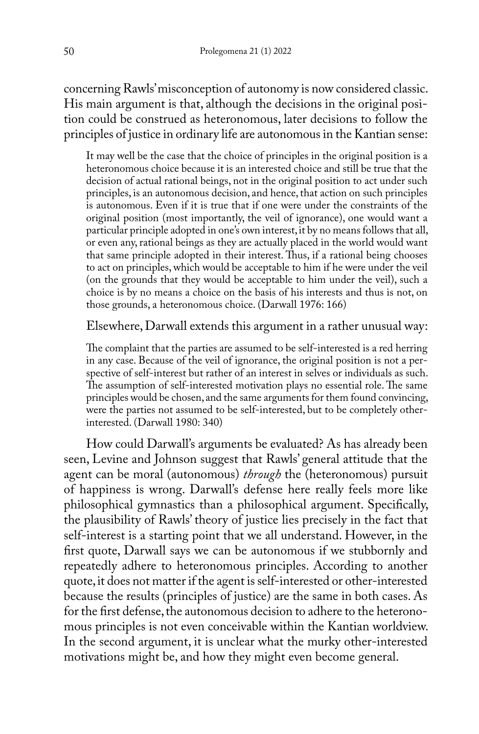concerning Rawls' misconception of autonomy is now considered classic. His main argument is that, although the decisions in the original position could be construed as heteronomous, later decisions to follow the principles of justice in ordinary life are autonomous in the Kantian sense:

> It may well be the case that the choice of principles in the original position is a heteronomous choice because it is an interested choice and still be true that the decision of actual rational beings, not in the original position to act under such principles, is an autonomous decision, and hence, that action on such principles is autonomous. Even if it is true that if one were under the constraints of the original position (most importantly, the veil of ignorance), one would want a particular principle adopted in one's own interest, it by no means follows that all, or even any, rational beings as they are actually placed in the world would want that same principle adopted in their interest. Thus, if a rational being chooses to act on principles, which would be acceptable to him if he were under the veil (on the grounds that they would be acceptable to him under the veil), such a choice is by no means a choice on the basis of his interests and thus is not, on those grounds, a heteronomous choice. (Darwall 1976: 166)

Elsewhere, Darwall extends this argument in a rather unusual way:

> The complaint that the parties are assumed to be self-interested is a red herring in any case. Because of the veil of ignorance, the original position is not a perspective of self-interest but rather of an interest in selves or individuals as such. The assumption of self-interested motivation plays no essential role. The same principles would be chosen, and the same arguments for them found convincing, were the parties not assumed to be self-interested, but to be completely other-interested. (Darwall 1980: 340)

How could Darwall's arguments be evaluated? As has already been seen, Levine and Johnson suggest that Rawls' general attitude that the agent can be moral (autonomous) *through* the (heteronomous) pursuit of happiness is wrong. Darwall's defense here really feels more like philosophical gymnastics than a philosophical argument. Specifically, the plausibility of Rawls' theory of justice lies precisely in the fact that self-interest is a starting point that we all understand. However, in the first quote, Darwall says we can be autonomous if we stubbornly and repeatedly adhere to heteronomous principles. According to another quote, it does not matter if the agent is self-interested or other-interested because the results (principles of justice) are the same in both cases. As for the first defense, the autonomous decision to adhere to the heteronomous principles is not even conceivable within the Kantian worldview. In the second argument, it is unclear what the murky other-interested motivations might be, and how they might even become general.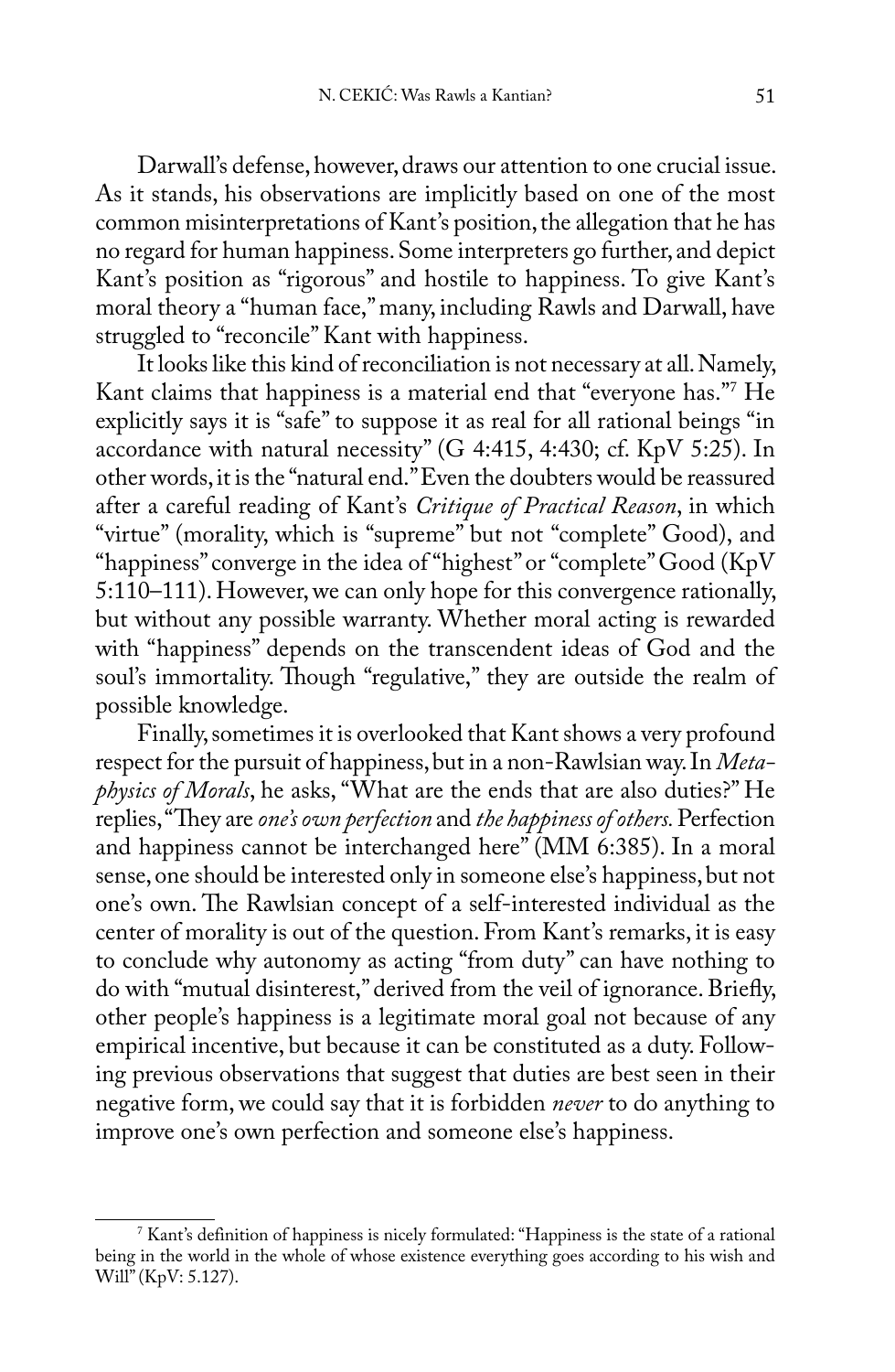Darwall's defense, however, draws our attention to one crucial issue. As it stands, his observations are implicitly based on one of the most common misinterpretations of Kant's position, the allegation that he has no regard for human happiness. Some interpreters go further, and depict Kant's position as "rigorous" and hostile to happiness. To give Kant's moral theory a "human face," many, including Rawls and Darwall, have struggled to "reconcile" Kant with happiness.

It looks like this kind of reconciliation is not necessary at all. Namely, Kant claims that happiness is a material end that "everyone has."[7] He explicitly says it is "safe" to suppose it as real for all rational beings "in accordance with natural necessity" (G 4:415, 4:430; cf. KpV 5:25). In other words, it is the "natural end." Even the doubters would be reassured after a careful reading of Kant's *Critique of Practical Reason*, in which "virtue" (morality, which is "supreme" but not "complete" Good), and "happiness" converge in the idea of "highest" or "complete" Good (KpV 5:110–111). However, we can only hope for this convergence rationally, but without any possible warranty. Whether moral acting is rewarded with "happiness" depends on the transcendent ideas of God and the soul's immortality. Though "regulative," they are outside the realm of possible knowledge.

Finally, sometimes it is overlooked that Kant shows a very profound respect for the pursuit of happiness, but in a non-Rawlsian way. In *Metaphysics of Morals*, he asks, "What are the ends that are also duties?" He replies, "They are *one's own perfection* and *the happiness of others.* Perfection and happiness cannot be interchanged here" (MM 6:385). In a moral sense, one should be interested only in someone else's happiness, but not one's own. The Rawlsian concept of a self-interested individual as the center of morality is out of the question. From Kant's remarks, it is easy to conclude why autonomy as acting "from duty" can have nothing to do with "mutual disinterest," derived from the veil of ignorance. Briefly, other people's happiness is a legitimate moral goal not because of any empirical incentive, but because it can be constituted as a duty. Following previous observations that suggest that duties are best seen in their negative form, we could say that it is forbidden *never* to do anything to improve one's own perfection and someone else's happiness.

---

[7] Kant's definition of happiness is nicely formulated: "Happiness is the state of a rational being in the world in the whole of whose existence everything goes according to his wish and Will" (KpV: 5.127).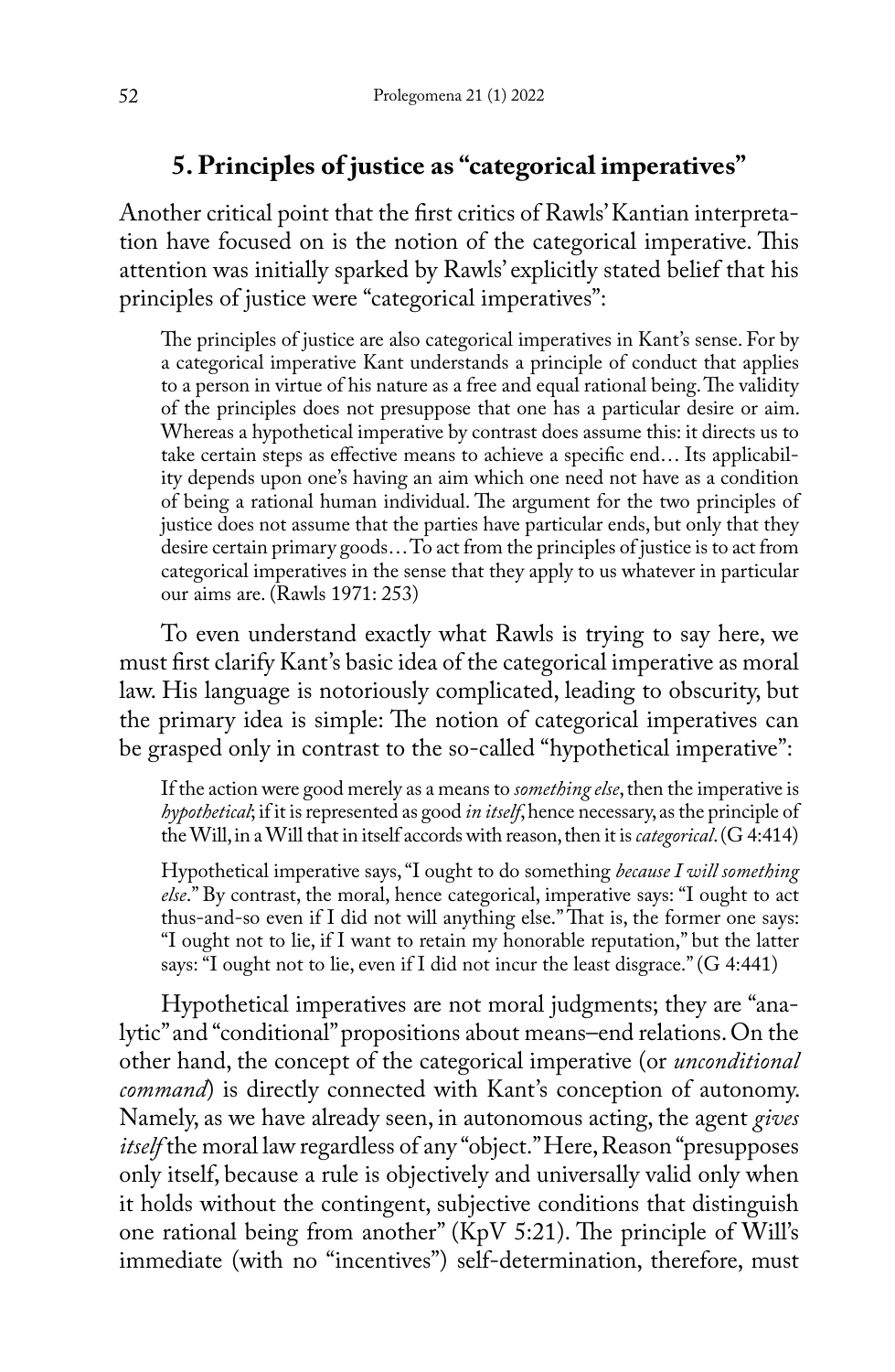## 5. Principles of justice as "categorical imperatives"

Another critical point that the first critics of Rawls' Kantian interpretation have focused on is the notion of the categorical imperative. This attention was initially sparked by Rawls' explicitly stated belief that his principles of justice were "categorical imperatives":

> The principles of justice are also categorical imperatives in Kant's sense. For by a categorical imperative Kant understands a principle of conduct that applies to a person in virtue of his nature as a free and equal rational being. The validity of the principles does not presuppose that one has a particular desire or aim. Whereas a hypothetical imperative by contrast does assume this: it directs us to take certain steps as effective means to achieve a specific end… Its applicability depends upon one's having an aim which one need not have as a condition of being a rational human individual. The argument for the two principles of justice does not assume that the parties have particular ends, but only that they desire certain primary goods… To act from the principles of justice is to act from categorical imperatives in the sense that they apply to us whatever in particular our aims are. (Rawls 1971: 253)

To even understand exactly what Rawls is trying to say here, we must first clarify Kant's basic idea of the categorical imperative as moral law. His language is notoriously complicated, leading to obscurity, but the primary idea is simple: The notion of categorical imperatives can be grasped only in contrast to the so-called "hypothetical imperative":

> If the action were good merely as a means to *something else*, then the imperative is *hypothetical*; if it is represented as good *in itself*, hence necessary, as the principle of the Will, in a Will that in itself accords with reason, then it is *categorical*. (G 4:414)

> Hypothetical imperative says, "I ought to do something *because I will something else*." By contrast, the moral, hence categorical, imperative says: "I ought to act thus-and-so even if I did not will anything else." That is, the former one says: "I ought not to lie, if I want to retain my honorable reputation," but the latter says: "I ought not to lie, even if I did not incur the least disgrace." (G 4:441)

Hypothetical imperatives are not moral judgments; they are "analytic" and "conditional" propositions about means–end relations. On the other hand, the concept of the categorical imperative (or *unconditional command*) is directly connected with Kant's conception of autonomy. Namely, as we have already seen, in autonomous acting, the agent *gives itself* the moral law regardless of any "object." Here, Reason "presupposes only itself, because a rule is objectively and universally valid only when it holds without the contingent, subjective conditions that distinguish one rational being from another" (KpV 5:21). The principle of Will's immediate (with no "incentives") self-determination, therefore, must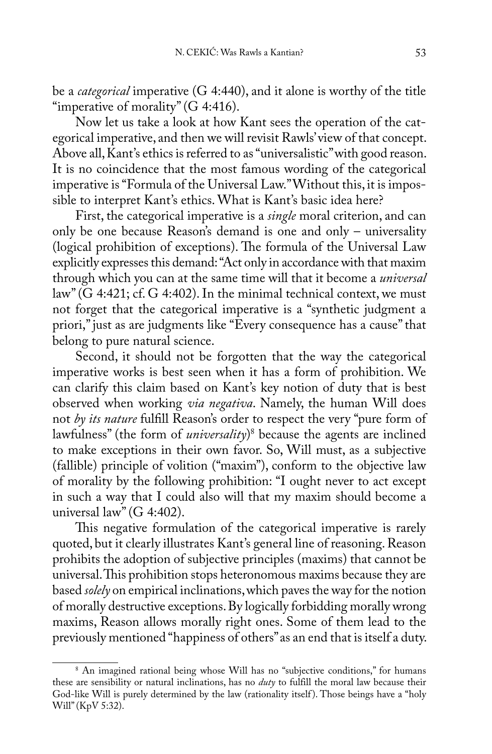be a *categorical* imperative (G 4:440), and it alone is worthy of the title "imperative of morality" (G 4:416).

Now let us take a look at how Kant sees the operation of the categorical imperative, and then we will revisit Rawls' view of that concept. Above all, Kant's ethics is referred to as "universalistic" with good reason. It is no coincidence that the most famous wording of the categorical imperative is "Formula of the Universal Law." Without this, it is impossible to interpret Kant's ethics. What is Kant's basic idea here?

First, the categorical imperative is a *single* moral criterion, and can only be one because Reason's demand is one and only – universality (logical prohibition of exceptions). The formula of the Universal Law explicitly expresses this demand: "Act only in accordance with that maxim through which you can at the same time will that it become a *universal* law" (G 4:421; cf. G 4:402). In the minimal technical context, we must not forget that the categorical imperative is a "synthetic judgment a priori," just as are judgments like "Every consequence has a cause" that belong to pure natural science.

Second, it should not be forgotten that the way the categorical imperative works is best seen when it has a form of prohibition. We can clarify this claim based on Kant's key notion of duty that is best observed when working *via negativa*. Namely, the human Will does not *by its nature* fulfill Reason's order to respect the very "pure form of lawfulness" (the form of *universality*)[8] because the agents are inclined to make exceptions in their own favor. So, Will must, as a subjective (fallible) principle of volition ("maxim"), conform to the objective law of morality by the following prohibition: "I ought never to act except in such a way that I could also will that my maxim should become a universal law" (G 4:402).

This negative formulation of the categorical imperative is rarely quoted, but it clearly illustrates Kant's general line of reasoning. Reason prohibits the adoption of subjective principles (maxims) that cannot be universal. This prohibition stops heteronomous maxims because they are based *solely* on empirical inclinations, which paves the way for the notion of morally destructive exceptions. By logically forbidding morally wrong maxims, Reason allows morally right ones. Some of them lead to the previously mentioned "happiness of others" as an end that is itself a duty.

---

[8] An imagined rational being whose Will has no "subjective conditions," for humans these are sensibility or natural inclinations, has no *duty* to fulfill the moral law because their God-like Will is purely determined by the law (rationality itself). Those beings have a "holy Will" (KpV 5:32).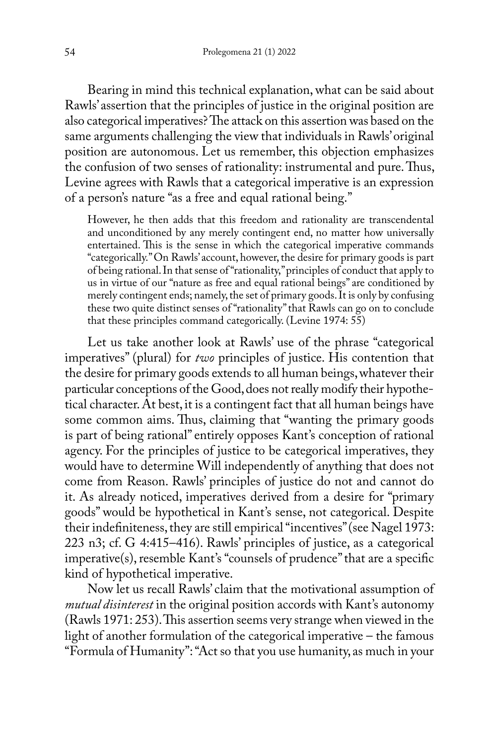Bearing in mind this technical explanation, what can be said about Rawls' assertion that the principles of justice in the original position are also categorical imperatives? The attack on this assertion was based on the same arguments challenging the view that individuals in Rawls' original position are autonomous. Let us remember, this objection emphasizes the confusion of two senses of rationality: instrumental and pure. Thus, Levine agrees with Rawls that a categorical imperative is an expression of a person's nature "as a free and equal rational being."

> However, he then adds that this freedom and rationality are transcendental and unconditioned by any merely contingent end, no matter how universally entertained. This is the sense in which the categorical imperative commands "categorically." On Rawls' account, however, the desire for primary goods is part of being rational. In that sense of "rationality," principles of conduct that apply to us in virtue of our "nature as free and equal rational beings" are conditioned by merely contingent ends; namely, the set of primary goods. It is only by confusing these two quite distinct senses of "rationality" that Rawls can go on to conclude that these principles command categorically. (Levine 1974: 55)

Let us take another look at Rawls' use of the phrase "categorical imperatives" (plural) for *two* principles of justice. His contention that the desire for primary goods extends to all human beings, whatever their particular conceptions of the Good, does not really modify their hypothetical character. At best, it is a contingent fact that all human beings have some common aims. Thus, claiming that "wanting the primary goods is part of being rational" entirely opposes Kant's conception of rational agency. For the principles of justice to be categorical imperatives, they would have to determine Will independently of anything that does not come from Reason. Rawls' principles of justice do not and cannot do it. As already noticed, imperatives derived from a desire for "primary goods" would be hypothetical in Kant's sense, not categorical. Despite their indefiniteness, they are still empirical "incentives" (see Nagel 1973: 223 n3; cf. G 4:415–416). Rawls' principles of justice, as a categorical imperative(s), resemble Kant's "counsels of prudence" that are a specific kind of hypothetical imperative.

Now let us recall Rawls' claim that the motivational assumption of *mutual disinterest* in the original position accords with Kant's autonomy (Rawls 1971: 253). This assertion seems very strange when viewed in the light of another formulation of the categorical imperative – the famous "Formula of Humanity": "Act so that you use humanity, as much in your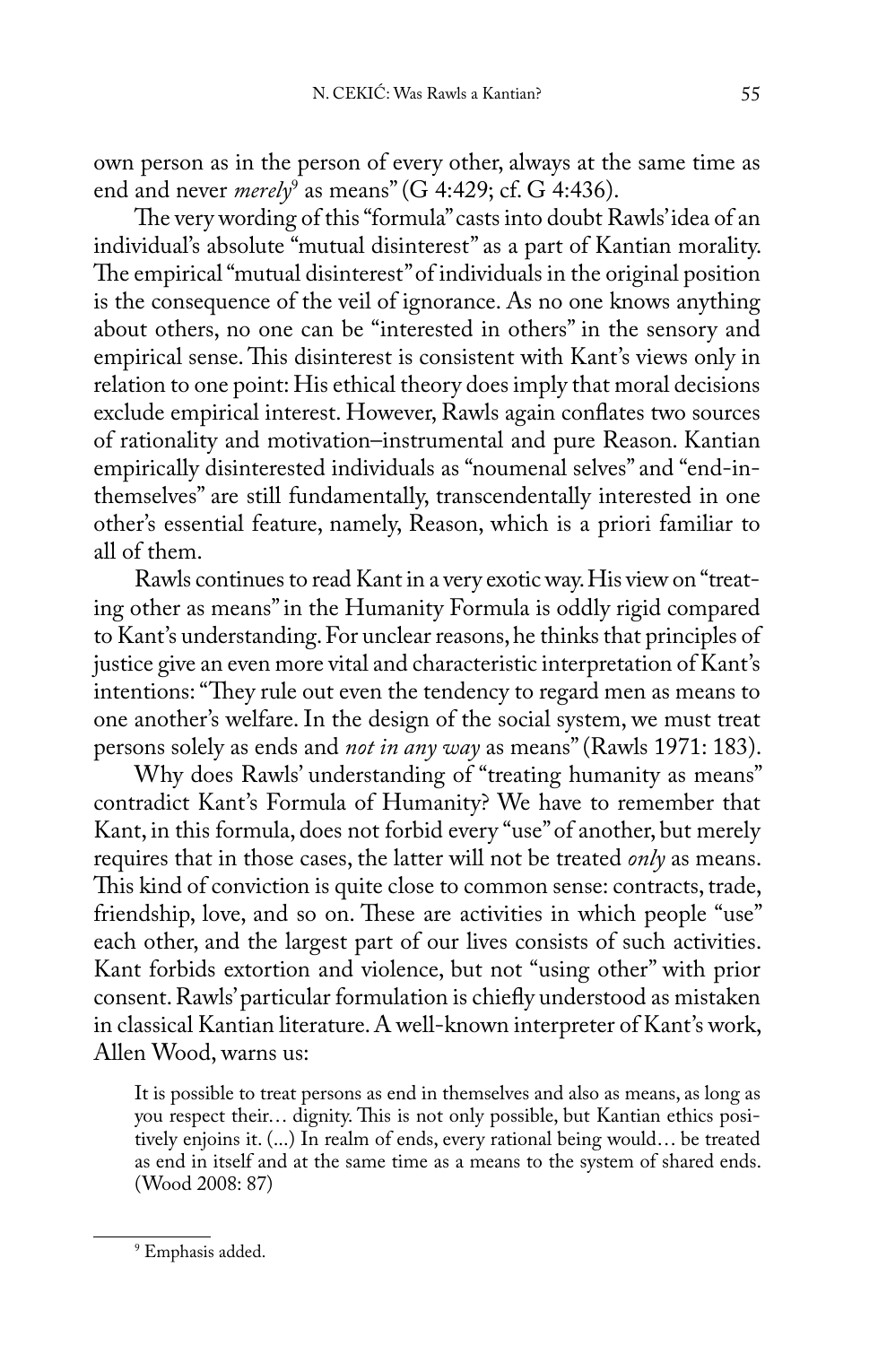own person as in the person of every other, always at the same time as end and never *merely*[9] as means" (G 4:429; cf. G 4:436).

The very wording of this "formula" casts into doubt Rawls' idea of an individual's absolute "mutual disinterest" as a part of Kantian morality. The empirical "mutual disinterest" of individuals in the original position is the consequence of the veil of ignorance. As no one knows anything about others, no one can be "interested in others" in the sensory and empirical sense. This disinterest is consistent with Kant's views only in relation to one point: His ethical theory does imply that moral decisions exclude empirical interest. However, Rawls again conflates two sources of rationality and motivation–instrumental and pure Reason. Kantian empirically disinterested individuals as "noumenal selves" and "end-in-themselves" are still fundamentally, transcendentally interested in one other's essential feature, namely, Reason, which is a priori familiar to all of them.

Rawls continues to read Kant in a very exotic way. His view on "treating other as means" in the Humanity Formula is oddly rigid compared to Kant's understanding. For unclear reasons, he thinks that principles of justice give an even more vital and characteristic interpretation of Kant's intentions: "They rule out even the tendency to regard men as means to one another's welfare. In the design of the social system, we must treat persons solely as ends and *not in any way* as means" (Rawls 1971: 183).

Why does Rawls' understanding of "treating humanity as means" contradict Kant's Formula of Humanity? We have to remember that Kant, in this formula, does not forbid every "use" of another, but merely requires that in those cases, the latter will not be treated *only* as means. This kind of conviction is quite close to common sense: contracts, trade, friendship, love, and so on. These are activities in which people "use" each other, and the largest part of our lives consists of such activities. Kant forbids extortion and violence, but not "using other" with prior consent. Rawls' particular formulation is chiefly understood as mistaken in classical Kantian literature. A well-known interpreter of Kant's work, Allen Wood, warns us:

> It is possible to treat persons as end in themselves and also as means, as long as you respect their… dignity. This is not only possible, but Kantian ethics positively enjoins it. (...) In realm of ends, every rational being would… be treated as end in itself and at the same time as a means to the system of shared ends. (Wood 2008: 87)

[9] Emphasis added.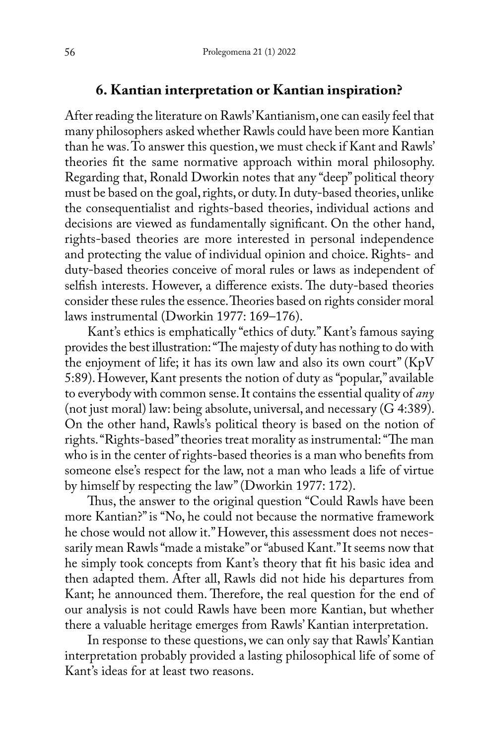## 6. Kantian interpretation or Kantian inspiration?

After reading the literature on Rawls' Kantianism, one can easily feel that many philosophers asked whether Rawls could have been more Kantian than he was. To answer this question, we must check if Kant and Rawls' theories fit the same normative approach within moral philosophy. Regarding that, Ronald Dworkin notes that any "deep" political theory must be based on the goal, rights, or duty. In duty-based theories, unlike the consequentialist and rights-based theories, individual actions and decisions are viewed as fundamentally significant. On the other hand, rights-based theories are more interested in personal independence and protecting the value of individual opinion and choice. Rights- and duty-based theories conceive of moral rules or laws as independent of selfish interests. However, a difference exists. The duty-based theories consider these rules the essence. Theories based on rights consider moral laws instrumental (Dworkin 1977: 169–176).

Kant's ethics is emphatically "ethics of duty." Kant's famous saying provides the best illustration: "The majesty of duty has nothing to do with the enjoyment of life; it has its own law and also its own court" (KpV 5:89). However, Kant presents the notion of duty as "popular," available to everybody with common sense. It contains the essential quality of *any* (not just moral) law: being absolute, universal, and necessary (G 4:389). On the other hand, Rawls's political theory is based on the notion of rights. "Rights-based" theories treat morality as instrumental: "The man who is in the center of rights-based theories is a man who benefits from someone else's respect for the law, not a man who leads a life of virtue by himself by respecting the law" (Dworkin 1977: 172).

Thus, the answer to the original question "Could Rawls have been more Kantian?" is "No, he could not because the normative framework he chose would not allow it." However, this assessment does not necessarily mean Rawls "made a mistake" or "abused Kant." It seems now that he simply took concepts from Kant's theory that fit his basic idea and then adapted them. After all, Rawls did not hide his departures from Kant; he announced them. Therefore, the real question for the end of our analysis is not could Rawls have been more Kantian, but whether there a valuable heritage emerges from Rawls' Kantian interpretation.

In response to these questions, we can only say that Rawls' Kantian interpretation probably provided a lasting philosophical life of some of Kant's ideas for at least two reasons.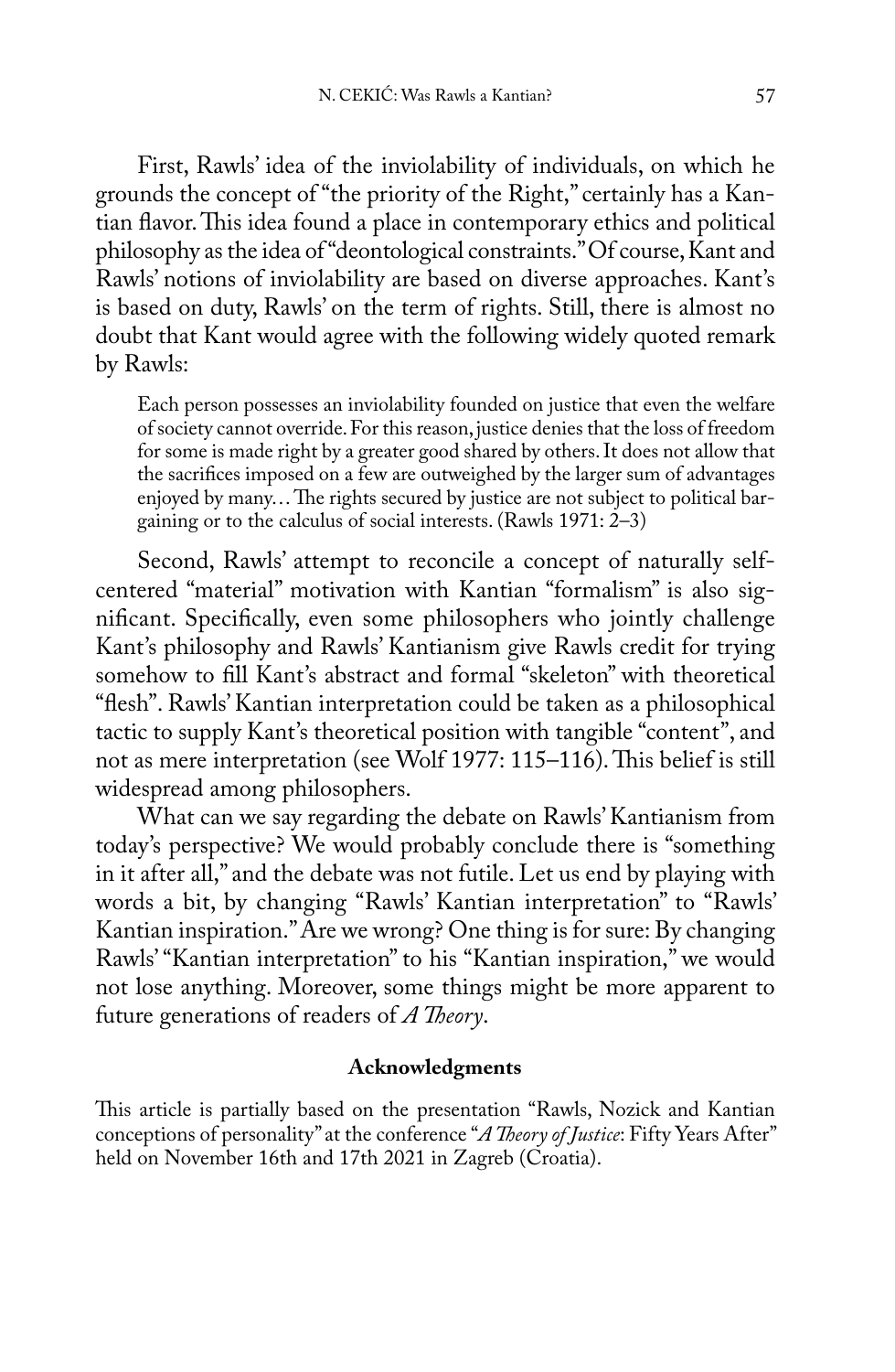First, Rawls' idea of the inviolability of individuals, on which he grounds the concept of "the priority of the Right," certainly has a Kantian flavor. This idea found a place in contemporary ethics and political philosophy as the idea of "deontological constraints." Of course, Kant and Rawls' notions of inviolability are based on diverse approaches. Kant's is based on duty, Rawls' on the term of rights. Still, there is almost no doubt that Kant would agree with the following widely quoted remark by Rawls:

> Each person possesses an inviolability founded on justice that even the welfare of society cannot override. For this reason, justice denies that the loss of freedom for some is made right by a greater good shared by others. It does not allow that the sacrifices imposed on a few are outweighed by the larger sum of advantages enjoyed by many… The rights secured by justice are not subject to political bargaining or to the calculus of social interests. (Rawls 1971: 2–3)

Second, Rawls' attempt to reconcile a concept of naturally self-centered "material" motivation with Kantian "formalism" is also significant. Specifically, even some philosophers who jointly challenge Kant's philosophy and Rawls' Kantianism give Rawls credit for trying somehow to fill Kant's abstract and formal "skeleton" with theoretical "flesh". Rawls' Kantian interpretation could be taken as a philosophical tactic to supply Kant's theoretical position with tangible "content", and not as mere interpretation (see Wolf 1977: 115–116). This belief is still widespread among philosophers.

What can we say regarding the debate on Rawls' Kantianism from today's perspective? We would probably conclude there is "something in it after all," and the debate was not futile. Let us end by playing with words a bit, by changing "Rawls' Kantian interpretation" to "Rawls' Kantian inspiration." Are we wrong? One thing is for sure: By changing Rawls' "Kantian interpretation" to his "Kantian inspiration," we would not lose anything. Moreover, some things might be more apparent to future generations of readers of *A Theory*.

### Acknowledgments

This article is partially based on the presentation "Rawls, Nozick and Kantian conceptions of personality" at the conference "*A Theory of Justice*: Fifty Years After" held on November 16th and 17th 2021 in Zagreb (Croatia).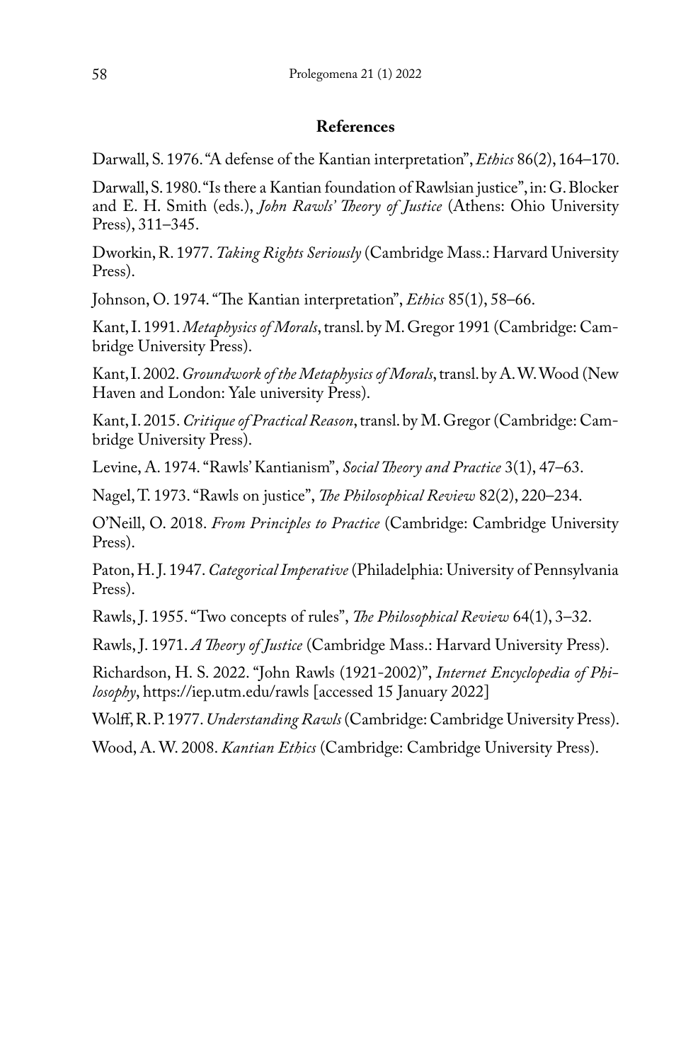## References

Darwall, S. 1976. "A defense of the Kantian interpretation", *Ethics* 86(2), 164–170.

Darwall, S. 1980. "Is there a Kantian foundation of Rawlsian justice", in: G. Blocker and E. H. Smith (eds.), *John Rawls' Theory of Justice* (Athens: Ohio University Press), 311–345.

Dworkin, R. 1977. *Taking Rights Seriously* (Cambridge Mass.: Harvard University Press).

Johnson, O. 1974. "The Kantian interpretation", *Ethics* 85(1), 58–66.

Kant, I. 1991. *Metaphysics of Morals*, transl. by M. Gregor 1991 (Cambridge: Cambridge University Press).

Kant, I. 2002. *Groundwork of the Metaphysics of Morals*, transl. by A. W. Wood (New Haven and London: Yale university Press).

Kant, I. 2015. *Critique of Practical Reason*, transl. by M. Gregor (Cambridge: Cambridge University Press).

Levine, A. 1974. "Rawls' Kantianism", *Social Theory and Practice* 3(1), 47–63.

Nagel, T. 1973. "Rawls on justice", *The Philosophical Review* 82(2), 220–234.

O'Neill, O. 2018. *From Principles to Practice* (Cambridge: Cambridge University Press).

Paton, H. J. 1947. *Categorical Imperative* (Philadelphia: University of Pennsylvania Press).

Rawls, J. 1955. "Two concepts of rules", *The Philosophical Review* 64(1), 3–32.

Rawls, J. 1971. *A Theory of Justice* (Cambridge Mass.: Harvard University Press).

Richardson, H. S. 2022. "John Rawls (1921-2002)", *Internet Encyclopedia of Philosophy*, https://iep.utm.edu/rawls [accessed 15 January 2022]

Wolff, R. P. 1977. *Understanding Rawls* (Cambridge: Cambridge University Press).

Wood, A. W. 2008. *Kantian Ethics* (Cambridge: Cambridge University Press).